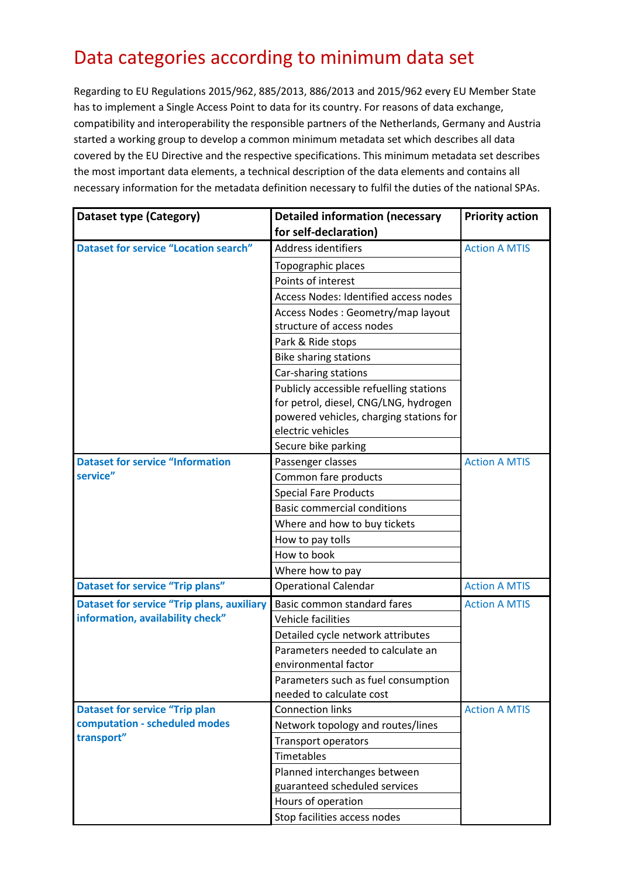# Data categories according to minimum data set

Regarding to EU Regulations 2015/962, 885/2013, 886/2013 and 2015/962 every EU Member State has to implement a Single Access Point to data for its country. For reasons of data exchange, compatibility and interoperability the responsible partners of the Netherlands, Germany and Austria started a working group to develop a common minimum metadata set which describes all data covered by the EU Directive and the respective specifications. This minimum metadata set describes the most important data elements, a technical description of the data elements and contains all necessary information for the metadata definition necessary to fulfil the duties of the national SPAs.

| Dataset type (Category) | Detailed information (necessary for self-declaration) | Priority action |
|---|---|---|
| **Dataset for service "Location search"** | Address identifiers | Action A MTIS |
| | Topographic places | |
| | Points of interest | |
| | Access Nodes: Identified access nodes | |
| | Access Nodes : Geometry/map layout structure of access nodes | |
| | Park & Ride stops | |
| | Bike sharing stations | |
| | Car-sharing stations | |
| | Publicly accessible refuelling stations for petrol, diesel, CNG/LNG, hydrogen powered vehicles, charging stations for electric vehicles | |
| | Secure bike parking | |
| **Dataset for service "Information service"** | Passenger classes | Action A MTIS |
| | Common fare products | |
| | Special Fare Products | |
| | Basic commercial conditions | |
| | Where and how to buy tickets | |
| | How to pay tolls | |
| | How to book | |
| | Where how to pay | |
| **Dataset for service "Trip plans"** | Operational Calendar | Action A MTIS |
| **Dataset for service "Trip plans, auxiliary information, availability check"** | Basic common standard fares | Action A MTIS |
| | Vehicle facilities | |
| | Detailed cycle network attributes | |
| | Parameters needed to calculate an environmental factor | |
| | Parameters such as fuel consumption needed to calculate cost | |
| **Dataset for service "Trip plan computation - scheduled modes transport"** | Connection links | Action A MTIS |
| | Network topology and routes/lines | |
| | Transport operators | |
| | Timetables | |
| | Planned interchanges between guaranteed scheduled services | |
| | Hours of operation | |
| | Stop facilities access nodes | |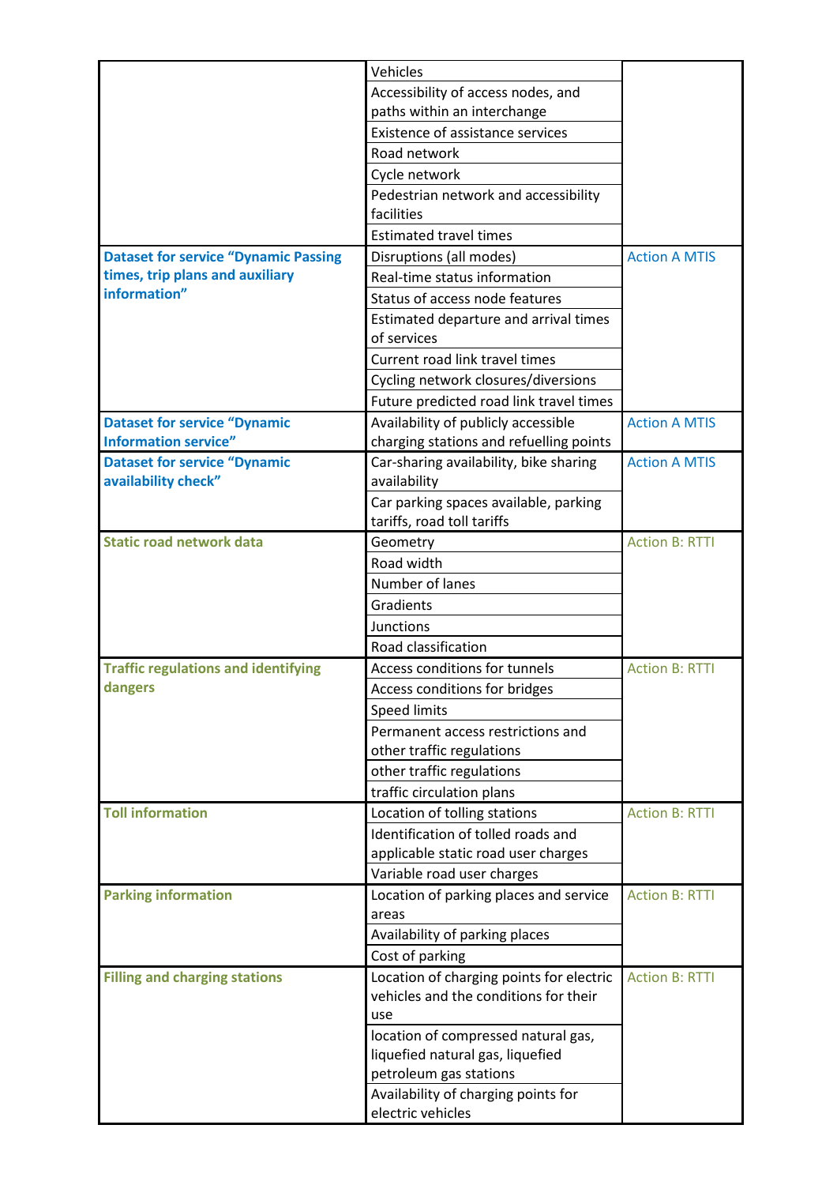| | | |
|---|---|---|
| | Vehicles | |
| | Accessibility of access nodes, and paths within an interchange | |
| | Existence of assistance services | |
| | Road network | |
| | Cycle network | |
| | Pedestrian network and accessibility facilities | |
| | Estimated travel times | |
| **Dataset for service "Dynamic Passing times, trip plans and auxiliary information"** | Disruptions (all modes) | Action A MTIS |
| | Real-time status information | |
| | Status of access node features | |
| | Estimated departure and arrival times of services | |
| | Current road link travel times | |
| | Cycling network closures/diversions | |
| | Future predicted road link travel times | |
| **Dataset for service "Dynamic Information service"** | Availability of publicly accessible charging stations and refuelling points | Action A MTIS |
| **Dataset for service "Dynamic availability check"** | Car-sharing availability, bike sharing availability | Action A MTIS |
| | Car parking spaces available, parking tariffs, road toll tariffs | |
| **Static road network data** | Geometry | Action B: RTTI |
| | Road width | |
| | Number of lanes | |
| | Gradients | |
| | Junctions | |
| | Road classification | |
| **Traffic regulations and identifying dangers** | Access conditions for tunnels | Action B: RTTI |
| | Access conditions for bridges | |
| | Speed limits | |
| | Permanent access restrictions and other traffic regulations | |
| | other traffic regulations | |
| | traffic circulation plans | |
| **Toll information** | Location of tolling stations | Action B: RTTI |
| | Identification of tolled roads and applicable static road user charges | |
| | Variable road user charges | |
| **Parking information** | Location of parking places and service areas | Action B: RTTI |
| | Availability of parking places | |
| | Cost of parking | |
| **Filling and charging stations** | Location of charging points for electric vehicles and the conditions for their use | Action B: RTTI |
| | location of compressed natural gas, liquefied natural gas, liquefied petroleum gas stations | |
| | Availability of charging points for electric vehicles | |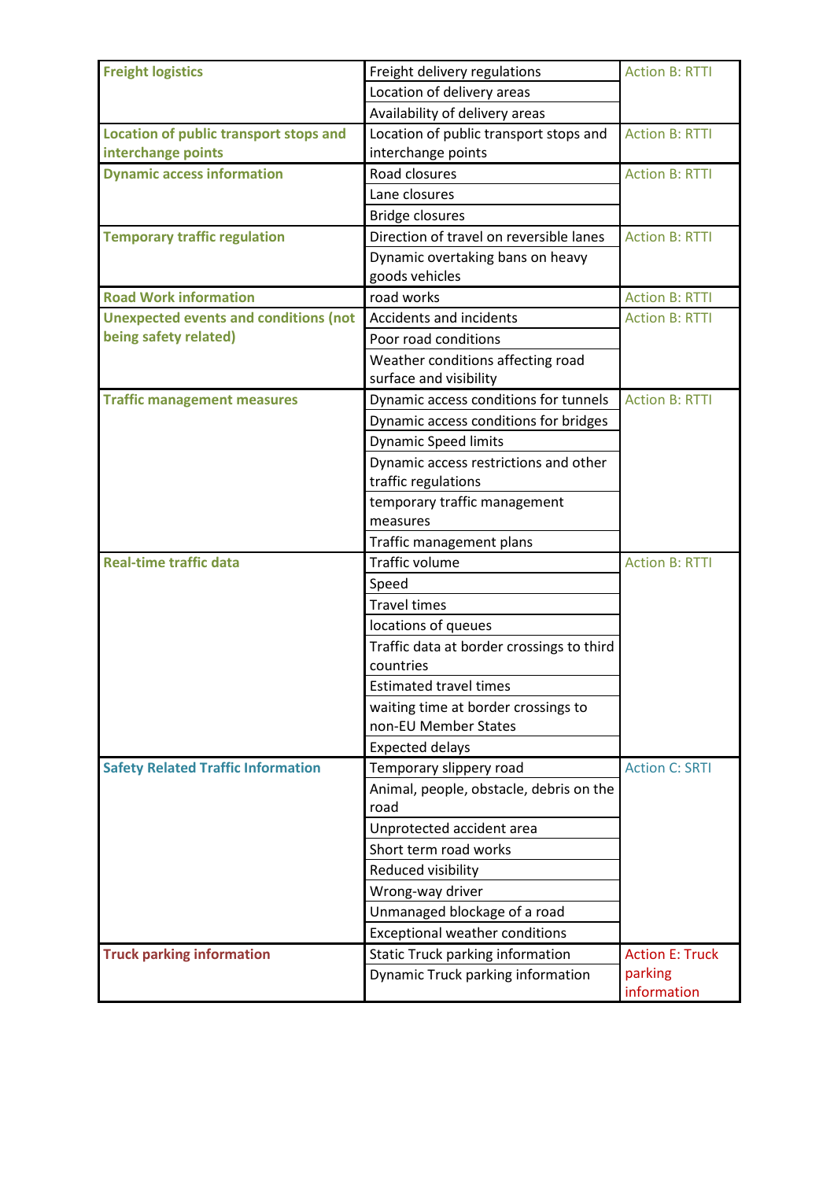| | | |
|---|---|---|
| **Freight logistics** | Freight delivery regulations | Action B: RTTI |
| | Location of delivery areas | |
| | Availability of delivery areas | |
| **Location of public transport stops and interchange points** | Location of public transport stops and interchange points | Action B: RTTI |
| **Dynamic access information** | Road closures | Action B: RTTI |
| | Lane closures | |
| | Bridge closures | |
| **Temporary traffic regulation** | Direction of travel on reversible lanes | Action B: RTTI |
| | Dynamic overtaking bans on heavy goods vehicles | |
| **Road Work information** | road works | Action B: RTTI |
| **Unexpected events and conditions (not being safety related)** | Accidents and incidents | Action B: RTTI |
| | Poor road conditions | |
| | Weather conditions affecting road surface and visibility | |
| **Traffic management measures** | Dynamic access conditions for tunnels | Action B: RTTI |
| | Dynamic access conditions for bridges | |
| | Dynamic Speed limits | |
| | Dynamic access restrictions and other traffic regulations | |
| | temporary traffic management measures | |
| | Traffic management plans | |
| **Real-time traffic data** | Traffic volume | Action B: RTTI |
| | Speed | |
| | Travel times | |
| | locations of queues | |
| | Traffic data at border crossings to third countries | |
| | Estimated travel times | |
| | waiting time at border crossings to non-EU Member States | |
| | Expected delays | |
| **Safety Related Traffic Information** | Temporary slippery road | Action C: SRTI |
| | Animal, people, obstacle, debris on the road | |
| | Unprotected accident area | |
| | Short term road works | |
| | Reduced visibility | |
| | Wrong-way driver | |
| | Unmanaged blockage of a road | |
| | Exceptional weather conditions | |
| **Truck parking information** | Static Truck parking information | Action E: Truck parking information |
| | Dynamic Truck parking information | |